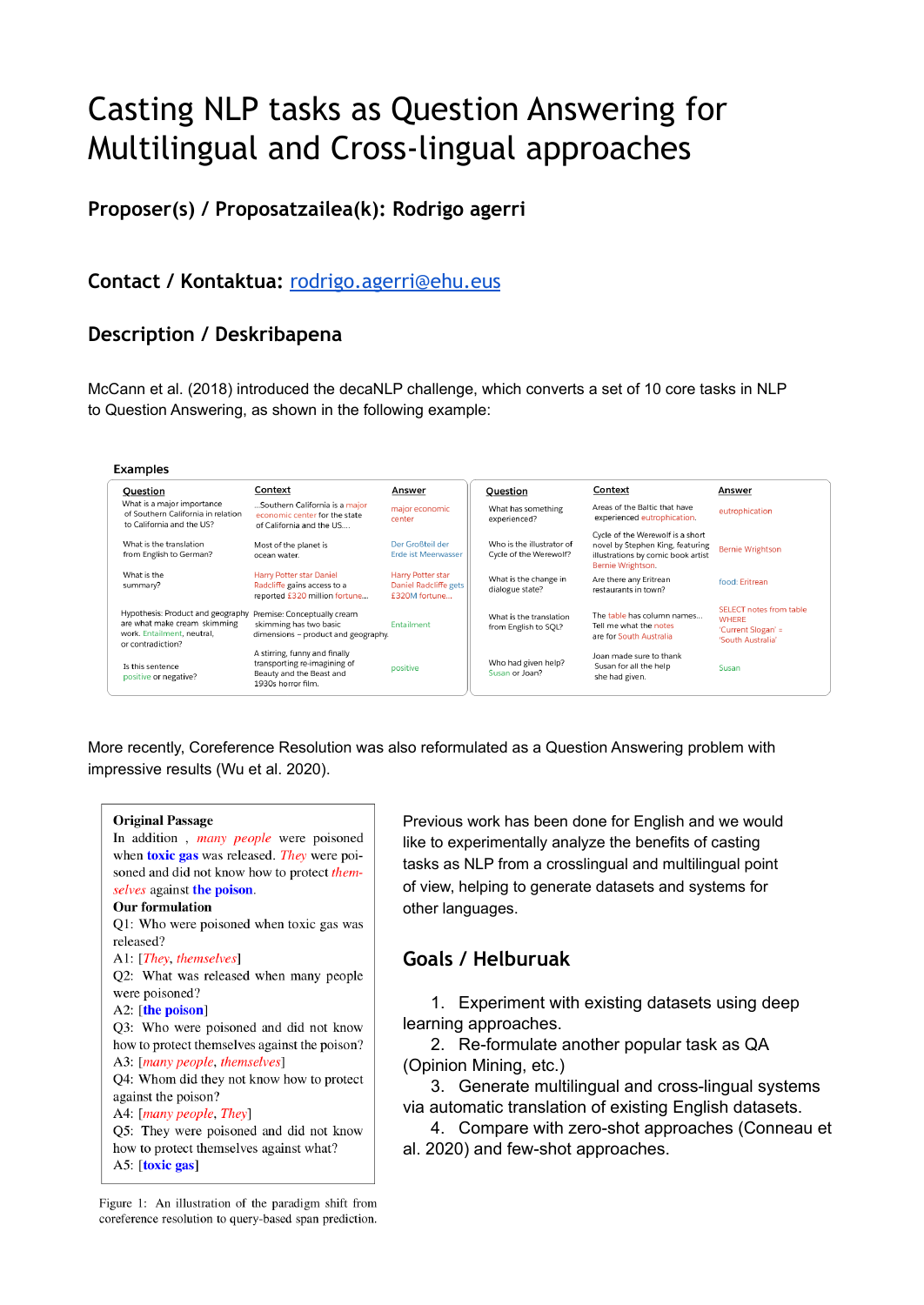# Casting NLP tasks as Question Answering for Multilingual and Cross-lingual approaches

## Proposer(s) / Proposatzailea(k): Rodrigo agerri

## Contact / Kontaktua: rodrigo.agerri@ehu.eus

## Description / Deskribapena

McCann et al. (2018) introduced the decaNLP challenge, which converts a set of 10 core tasks in NLP to Question Answering, as shown in the following example:

**Examples**

| Question | Context | Answer |
|---|---|---|
| What is a major importance of Southern California in relation to California and the US? | ...Southern California is a major economic center for the state of California and the US.... | major economic center |
| What is the translation from English to German? | Most of the planet is ocean water. | Der Großteil der Erde ist Meerwasser |
| What is the summary? | Harry Potter star Daniel Radcliffe gains access to a reported £320 million fortune... | Harry Potter star Daniel Radcliffe gets £320M fortune... |
| Hypothesis: Product and geography are what make cream skimming work. Entailment, neutral, or contradiction? | Premise: Conceptually cream skimming has two basic dimensions – product and geography. | Entailment |
| Is this sentence positive or negative? | A stirring, funny and finally transporting re-imagining of Beauty and the Beast and 1930s horror film. | positive |
| What has something experienced? | Areas of the Baltic that have experienced eutrophication. | eutrophication |
| Who is the illustrator of Cycle of the Werewolf? | Cycle of the Werewolf is a short novel by Stephen King, featuring illustrations by comic book artist Bernie Wrightson. | Bernie Wrightson |
| What is the change in dialogue state? | Are there any Eritrean restaurants in town? | food: Eritrean |
| What is the translation from English to SQL? | The table has column names... Tell me what the notes are for South Australia | SELECT notes from table WHERE 'Current Slogan' = 'South Australia' |
| Who had given help? Susan or Joan? | Joan made sure to thank Susan for all the help she had given. | Susan |

More recently, Coreference Resolution was also reformulated as a Question Answering problem with impressive results (Wu et al. 2020).

**Original Passage**
In addition , *many people* were poisoned when **toxic gas** was released. *They* were poisoned and did not know how to protect *themselves* against **the poison**.
**Our formulation**
Q1: Who were poisoned when toxic gas was released?
A1: [*They*, *themselves*]
Q2: What was released when many people were poisoned?
A2: [**the poison**]
Q3: Who were poisoned and did not know how to protect themselves against the poison?
A3: [*many people*, *themselves*]
Q4: Whom did they not know how to protect against the poison?
A4: [*many people*, *They*]
Q5: They were poisoned and did not know how to protect themselves against what?
A5: [**toxic gas**]

Figure 1: An illustration of the paradigm shift from coreference resolution to query-based span prediction.

Previous work has been done for English and we would like to experimentally analyze the benefits of casting tasks as NLP from a crosslingual and multilingual point of view, helping to generate datasets and systems for other languages.

## Goals / Helburuak

1. Experiment with existing datasets using deep learning approaches.
2. Re-formulate another popular task as QA (Opinion Mining, etc.)
3. Generate multilingual and cross-lingual systems via automatic translation of existing English datasets.
4. Compare with zero-shot approaches (Conneau et al. 2020) and few-shot approaches.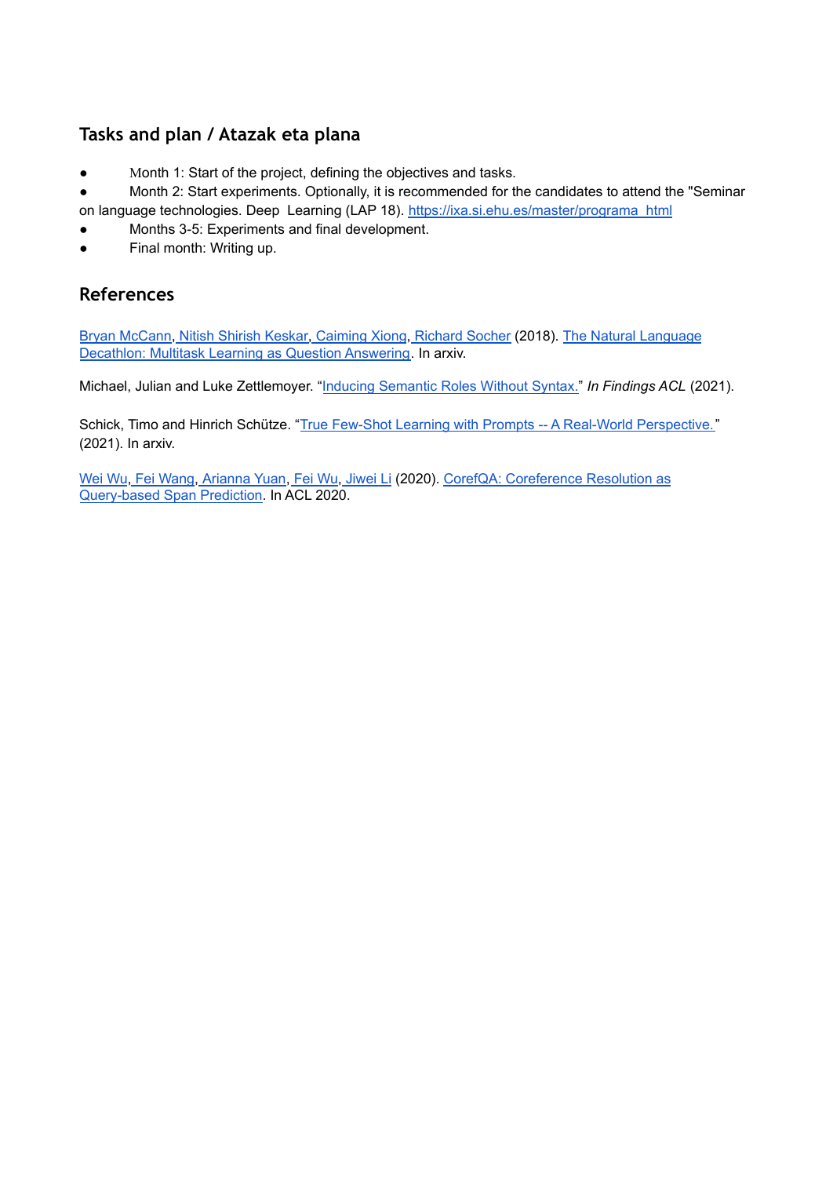## Tasks and plan / Atazak eta plana

- Month 1: Start of the project, defining the objectives and tasks.
- Month 2: Start experiments. Optionally, it is recommended for the candidates to attend the "Seminar on language technologies. Deep Learning (LAP 18). https://ixa.si.ehu.es/master/programa_html
- Months 3-5: Experiments and final development.
- Final month: Writing up.

## References

Bryan McCann, Nitish Shirish Keskar, Caiming Xiong, Richard Socher (2018). The Natural Language Decathlon: Multitask Learning as Question Answering. In arxiv.

Michael, Julian and Luke Zettlemoyer. "Inducing Semantic Roles Without Syntax." *In Findings ACL* (2021).

Schick, Timo and Hinrich Schütze. "True Few-Shot Learning with Prompts -- A Real-World Perspective." (2021). In arxiv.

Wei Wu, Fei Wang, Arianna Yuan, Fei Wu, Jiwei Li (2020). CorefQA: Coreference Resolution as Query-based Span Prediction. In ACL 2020.